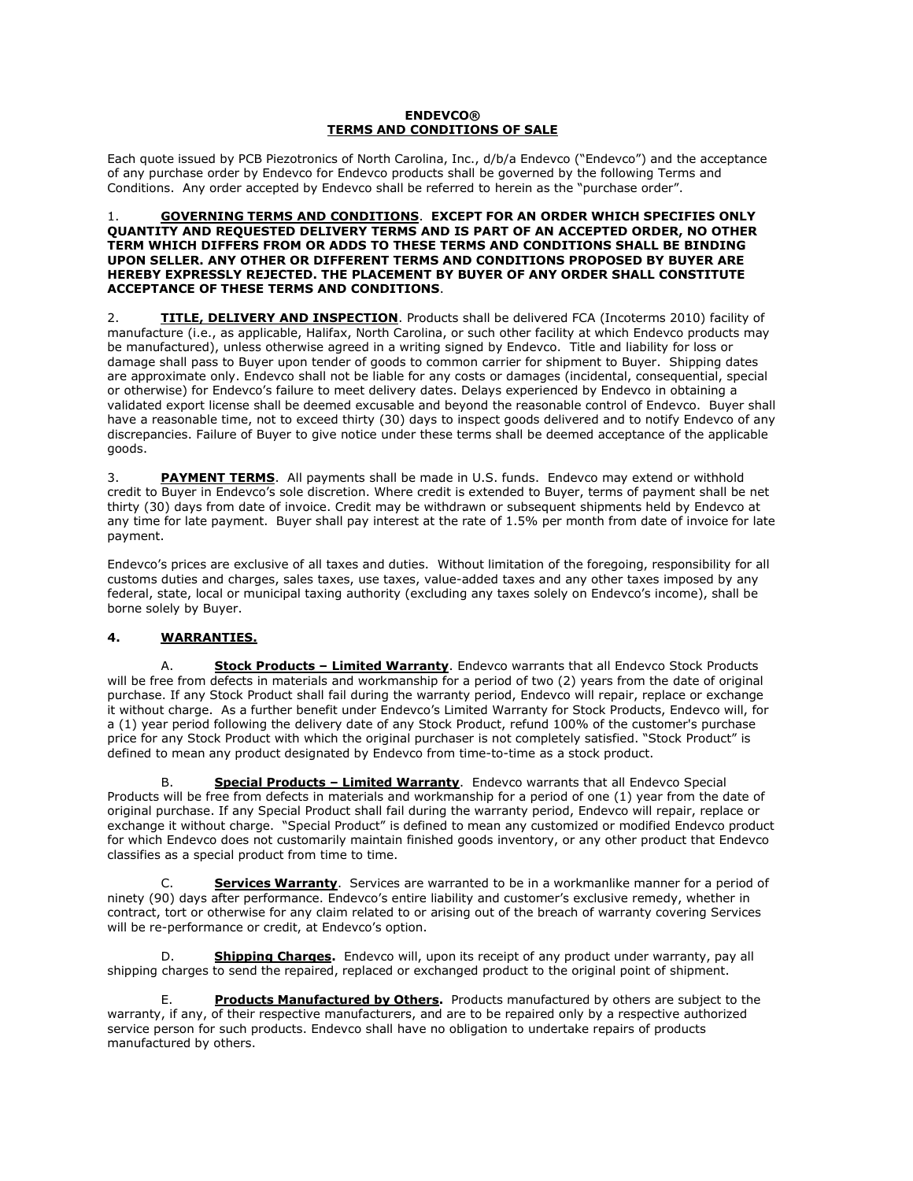# ENDEVCO®
## TERMS AND CONDITIONS OF SALE

Each quote issued by PCB Piezotronics of North Carolina, Inc., d/b/a Endevco ("Endevco") and the acceptance of any purchase order by Endevco for Endevco products shall be governed by the following Terms and Conditions. Any order accepted by Endevco shall be referred to herein as the "purchase order".

1. **GOVERNING TERMS AND CONDITIONS. EXCEPT FOR AN ORDER WHICH SPECIFIES ONLY QUANTITY AND REQUESTED DELIVERY TERMS AND IS PART OF AN ACCEPTED ORDER, NO OTHER TERM WHICH DIFFERS FROM OR ADDS TO THESE TERMS AND CONDITIONS SHALL BE BINDING UPON SELLER. ANY OTHER OR DIFFERENT TERMS AND CONDITIONS PROPOSED BY BUYER ARE HEREBY EXPRESSLY REJECTED. THE PLACEMENT BY BUYER OF ANY ORDER SHALL CONSTITUTE ACCEPTANCE OF THESE TERMS AND CONDITIONS**.

2. **TITLE, DELIVERY AND INSPECTION**. Products shall be delivered FCA (Incoterms 2010) facility of manufacture (i.e., as applicable, Halifax, North Carolina, or such other facility at which Endevco products may be manufactured), unless otherwise agreed in a writing signed by Endevco. Title and liability for loss or damage shall pass to Buyer upon tender of goods to common carrier for shipment to Buyer. Shipping dates are approximate only. Endevco shall not be liable for any costs or damages (incidental, consequential, special or otherwise) for Endevco's failure to meet delivery dates. Delays experienced by Endevco in obtaining a validated export license shall be deemed excusable and beyond the reasonable control of Endevco. Buyer shall have a reasonable time, not to exceed thirty (30) days to inspect goods delivered and to notify Endevco of any discrepancies. Failure of Buyer to give notice under these terms shall be deemed acceptance of the applicable goods.

3. **PAYMENT TERMS**. All payments shall be made in U.S. funds. Endevco may extend or withhold credit to Buyer in Endevco's sole discretion. Where credit is extended to Buyer, terms of payment shall be net thirty (30) days from date of invoice. Credit may be withdrawn or subsequent shipments held by Endevco at any time for late payment. Buyer shall pay interest at the rate of 1.5% per month from date of invoice for late payment.

Endevco's prices are exclusive of all taxes and duties. Without limitation of the foregoing, responsibility for all customs duties and charges, sales taxes, use taxes, value-added taxes and any other taxes imposed by any federal, state, local or municipal taxing authority (excluding any taxes solely on Endevco's income), shall be borne solely by Buyer.

4. **WARRANTIES.**

A. **Stock Products – Limited Warranty**. Endevco warrants that all Endevco Stock Products will be free from defects in materials and workmanship for a period of two (2) years from the date of original purchase. If any Stock Product shall fail during the warranty period, Endevco will repair, replace or exchange it without charge. As a further benefit under Endevco's Limited Warranty for Stock Products, Endevco will, for a (1) year period following the delivery date of any Stock Product, refund 100% of the customer's purchase price for any Stock Product with which the original purchaser is not completely satisfied. "Stock Product" is defined to mean any product designated by Endevco from time-to-time as a stock product.

B. **Special Products – Limited Warranty**. Endevco warrants that all Endevco Special Products will be free from defects in materials and workmanship for a period of one (1) year from the date of original purchase. If any Special Product shall fail during the warranty period, Endevco will repair, replace or exchange it without charge. "Special Product" is defined to mean any customized or modified Endevco product for which Endevco does not customarily maintain finished goods inventory, or any other product that Endevco classifies as a special product from time to time.

C. **Services Warranty**. Services are warranted to be in a workmanlike manner for a period of ninety (90) days after performance. Endevco's entire liability and customer's exclusive remedy, whether in contract, tort or otherwise for any claim related to or arising out of the breach of warranty covering Services will be re-performance or credit, at Endevco's option.

D. **Shipping Charges.** Endevco will, upon its receipt of any product under warranty, pay all shipping charges to send the repaired, replaced or exchanged product to the original point of shipment.

E. **Products Manufactured by Others.** Products manufactured by others are subject to the warranty, if any, of their respective manufacturers, and are to be repaired only by a respective authorized service person for such products. Endevco shall have no obligation to undertake repairs of products manufactured by others.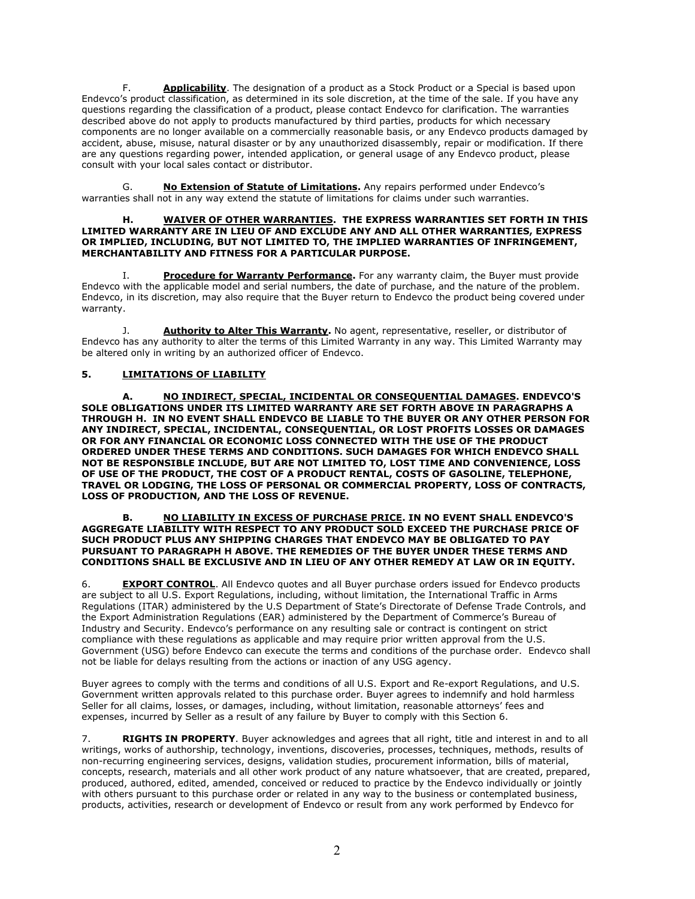F. **Applicability**. The designation of a product as a Stock Product or a Special is based upon Endevco's product classification, as determined in its sole discretion, at the time of the sale. If you have any questions regarding the classification of a product, please contact Endevco for clarification. The warranties described above do not apply to products manufactured by third parties, products for which necessary components are no longer available on a commercially reasonable basis, or any Endevco products damaged by accident, abuse, misuse, natural disaster or by any unauthorized disassembly, repair or modification. If there are any questions regarding power, intended application, or general usage of any Endevco product, please consult with your local sales contact or distributor.

G. **No Extension of Statute of Limitations.** Any repairs performed under Endevco's warranties shall not in any way extend the statute of limitations for claims under such warranties.

**H. WAIVER OF OTHER WARRANTIES. THE EXPRESS WARRANTIES SET FORTH IN THIS LIMITED WARRANTY ARE IN LIEU OF AND EXCLUDE ANY AND ALL OTHER WARRANTIES, EXPRESS OR IMPLIED, INCLUDING, BUT NOT LIMITED TO, THE IMPLIED WARRANTIES OF INFRINGEMENT, MERCHANTABILITY AND FITNESS FOR A PARTICULAR PURPOSE.**

I. **Procedure for Warranty Performance.** For any warranty claim, the Buyer must provide Endevco with the applicable model and serial numbers, the date of purchase, and the nature of the problem. Endevco, in its discretion, may also require that the Buyer return to Endevco the product being covered under warranty.

J. **Authority to Alter This Warranty.** No agent, representative, reseller, or distributor of Endevco has any authority to alter the terms of this Limited Warranty in any way. This Limited Warranty may be altered only in writing by an authorized officer of Endevco.

## 5. LIMITATIONS OF LIABILITY

**A. NO INDIRECT, SPECIAL, INCIDENTAL OR CONSEQUENTIAL DAMAGES. ENDEVCO'S SOLE OBLIGATIONS UNDER ITS LIMITED WARRANTY ARE SET FORTH ABOVE IN PARAGRAPHS A THROUGH H. IN NO EVENT SHALL ENDEVCO BE LIABLE TO THE BUYER OR ANY OTHER PERSON FOR ANY INDIRECT, SPECIAL, INCIDENTAL, CONSEQUENTIAL, OR LOST PROFITS LOSSES OR DAMAGES OR FOR ANY FINANCIAL OR ECONOMIC LOSS CONNECTED WITH THE USE OF THE PRODUCT ORDERED UNDER THESE TERMS AND CONDITIONS. SUCH DAMAGES FOR WHICH ENDEVCO SHALL NOT BE RESPONSIBLE INCLUDE, BUT ARE NOT LIMITED TO, LOST TIME AND CONVENIENCE, LOSS OF USE OF THE PRODUCT, THE COST OF A PRODUCT RENTAL, COSTS OF GASOLINE, TELEPHONE, TRAVEL OR LODGING, THE LOSS OF PERSONAL OR COMMERCIAL PROPERTY, LOSS OF CONTRACTS, LOSS OF PRODUCTION, AND THE LOSS OF REVENUE.**

**B. NO LIABILITY IN EXCESS OF PURCHASE PRICE. IN NO EVENT SHALL ENDEVCO'S AGGREGATE LIABILITY WITH RESPECT TO ANY PRODUCT SOLD EXCEED THE PURCHASE PRICE OF SUCH PRODUCT PLUS ANY SHIPPING CHARGES THAT ENDEVCO MAY BE OBLIGATED TO PAY PURSUANT TO PARAGRAPH H ABOVE. THE REMEDIES OF THE BUYER UNDER THESE TERMS AND CONDITIONS SHALL BE EXCLUSIVE AND IN LIEU OF ANY OTHER REMEDY AT LAW OR IN EQUITY.**

6. **EXPORT CONTROL**. All Endevco quotes and all Buyer purchase orders issued for Endevco products are subject to all U.S. Export Regulations, including, without limitation, the International Traffic in Arms Regulations (ITAR) administered by the U.S Department of State's Directorate of Defense Trade Controls, and the Export Administration Regulations (EAR) administered by the Department of Commerce's Bureau of Industry and Security. Endevco's performance on any resulting sale or contract is contingent on strict compliance with these regulations as applicable and may require prior written approval from the U.S. Government (USG) before Endevco can execute the terms and conditions of the purchase order. Endevco shall not be liable for delays resulting from the actions or inaction of any USG agency.

Buyer agrees to comply with the terms and conditions of all U.S. Export and Re-export Regulations, and U.S. Government written approvals related to this purchase order. Buyer agrees to indemnify and hold harmless Seller for all claims, losses, or damages, including, without limitation, reasonable attorneys' fees and expenses, incurred by Seller as a result of any failure by Buyer to comply with this Section 6.

7. **RIGHTS IN PROPERTY**. Buyer acknowledges and agrees that all right, title and interest in and to all writings, works of authorship, technology, inventions, discoveries, processes, techniques, methods, results of non-recurring engineering services, designs, validation studies, procurement information, bills of material, concepts, research, materials and all other work product of any nature whatsoever, that are created, prepared, produced, authored, edited, amended, conceived or reduced to practice by the Endevco individually or jointly with others pursuant to this purchase order or related in any way to the business or contemplated business, products, activities, research or development of Endevco or result from any work performed by Endevco for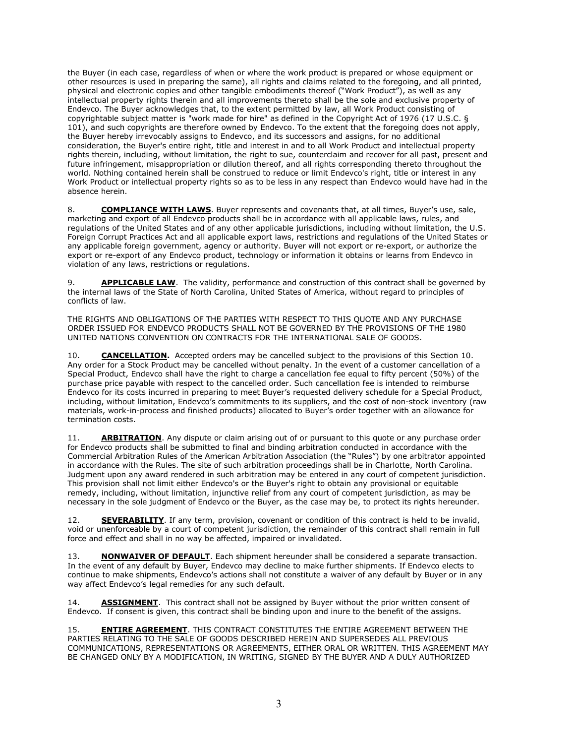the Buyer (in each case, regardless of when or where the work product is prepared or whose equipment or other resources is used in preparing the same), all rights and claims related to the foregoing, and all printed, physical and electronic copies and other tangible embodiments thereof ("Work Product"), as well as any intellectual property rights therein and all improvements thereto shall be the sole and exclusive property of Endevco. The Buyer acknowledges that, to the extent permitted by law, all Work Product consisting of copyrightable subject matter is "work made for hire" as defined in the Copyright Act of 1976 (17 U.S.C. § 101), and such copyrights are therefore owned by Endevco. To the extent that the foregoing does not apply, the Buyer hereby irrevocably assigns to Endevco, and its successors and assigns, for no additional consideration, the Buyer's entire right, title and interest in and to all Work Product and intellectual property rights therein, including, without limitation, the right to sue, counterclaim and recover for all past, present and future infringement, misappropriation or dilution thereof, and all rights corresponding thereto throughout the world. Nothing contained herein shall be construed to reduce or limit Endevco's right, title or interest in any Work Product or intellectual property rights so as to be less in any respect than Endevco would have had in the absence herein.

8. **COMPLIANCE WITH LAWS**. Buyer represents and covenants that, at all times, Buyer's use, sale, marketing and export of all Endevco products shall be in accordance with all applicable laws, rules, and regulations of the United States and of any other applicable jurisdictions, including without limitation, the U.S. Foreign Corrupt Practices Act and all applicable export laws, restrictions and regulations of the United States or any applicable foreign government, agency or authority. Buyer will not export or re-export, or authorize the export or re-export of any Endevco product, technology or information it obtains or learns from Endevco in violation of any laws, restrictions or regulations.

9. **APPLICABLE LAW**. The validity, performance and construction of this contract shall be governed by the internal laws of the State of North Carolina, United States of America, without regard to principles of conflicts of law.

THE RIGHTS AND OBLIGATIONS OF THE PARTIES WITH RESPECT TO THIS QUOTE AND ANY PURCHASE ORDER ISSUED FOR ENDEVCO PRODUCTS SHALL NOT BE GOVERNED BY THE PROVISIONS OF THE 1980 UNITED NATIONS CONVENTION ON CONTRACTS FOR THE INTERNATIONAL SALE OF GOODS.

10. **CANCELLATION.** Accepted orders may be cancelled subject to the provisions of this Section 10. Any order for a Stock Product may be cancelled without penalty. In the event of a customer cancellation of a Special Product, Endevco shall have the right to charge a cancellation fee equal to fifty percent (50%) of the purchase price payable with respect to the cancelled order. Such cancellation fee is intended to reimburse Endevco for its costs incurred in preparing to meet Buyer's requested delivery schedule for a Special Product, including, without limitation, Endevco's commitments to its suppliers, and the cost of non-stock inventory (raw materials, work-in-process and finished products) allocated to Buyer's order together with an allowance for termination costs.

11. **ARBITRATION**. Any dispute or claim arising out of or pursuant to this quote or any purchase order for Endevco products shall be submitted to final and binding arbitration conducted in accordance with the Commercial Arbitration Rules of the American Arbitration Association (the "Rules") by one arbitrator appointed in accordance with the Rules. The site of such arbitration proceedings shall be in Charlotte, North Carolina. Judgment upon any award rendered in such arbitration may be entered in any court of competent jurisdiction. This provision shall not limit either Endevco's or the Buyer's right to obtain any provisional or equitable remedy, including, without limitation, injunctive relief from any court of competent jurisdiction, as may be necessary in the sole judgment of Endevco or the Buyer, as the case may be, to protect its rights hereunder.

12. **SEVERABILITY**. If any term, provision, covenant or condition of this contract is held to be invalid, void or unenforceable by a court of competent jurisdiction, the remainder of this contract shall remain in full force and effect and shall in no way be affected, impaired or invalidated.

13. **NONWAIVER OF DEFAULT**. Each shipment hereunder shall be considered a separate transaction. In the event of any default by Buyer, Endevco may decline to make further shipments. If Endevco elects to continue to make shipments, Endevco's actions shall not constitute a waiver of any default by Buyer or in any way affect Endevco's legal remedies for any such default.

14. **ASSIGNMENT**. This contract shall not be assigned by Buyer without the prior written consent of Endevco. If consent is given, this contract shall be binding upon and inure to the benefit of the assigns.

15. **ENTIRE AGREEMENT**. THIS CONTRACT CONSTITUTES THE ENTIRE AGREEMENT BETWEEN THE PARTIES RELATING TO THE SALE OF GOODS DESCRIBED HEREIN AND SUPERSEDES ALL PREVIOUS COMMUNICATIONS, REPRESENTATIONS OR AGREEMENTS, EITHER ORAL OR WRITTEN. THIS AGREEMENT MAY BE CHANGED ONLY BY A MODIFICATION, IN WRITING, SIGNED BY THE BUYER AND A DULY AUTHORIZED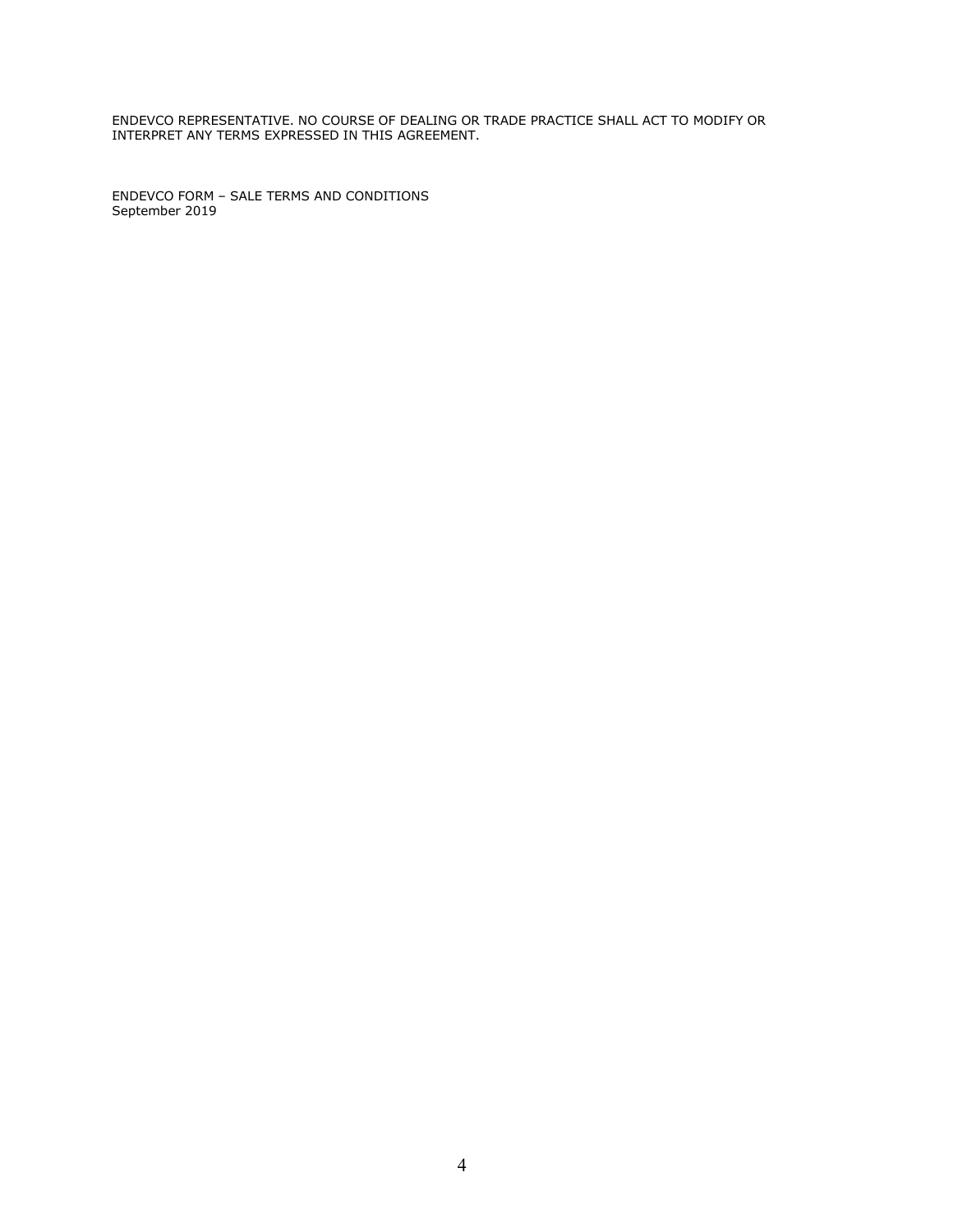ENDEVCO REPRESENTATIVE. NO COURSE OF DEALING OR TRADE PRACTICE SHALL ACT TO MODIFY OR INTERPRET ANY TERMS EXPRESSED IN THIS AGREEMENT.

ENDEVCO FORM – SALE TERMS AND CONDITIONS
September 2019